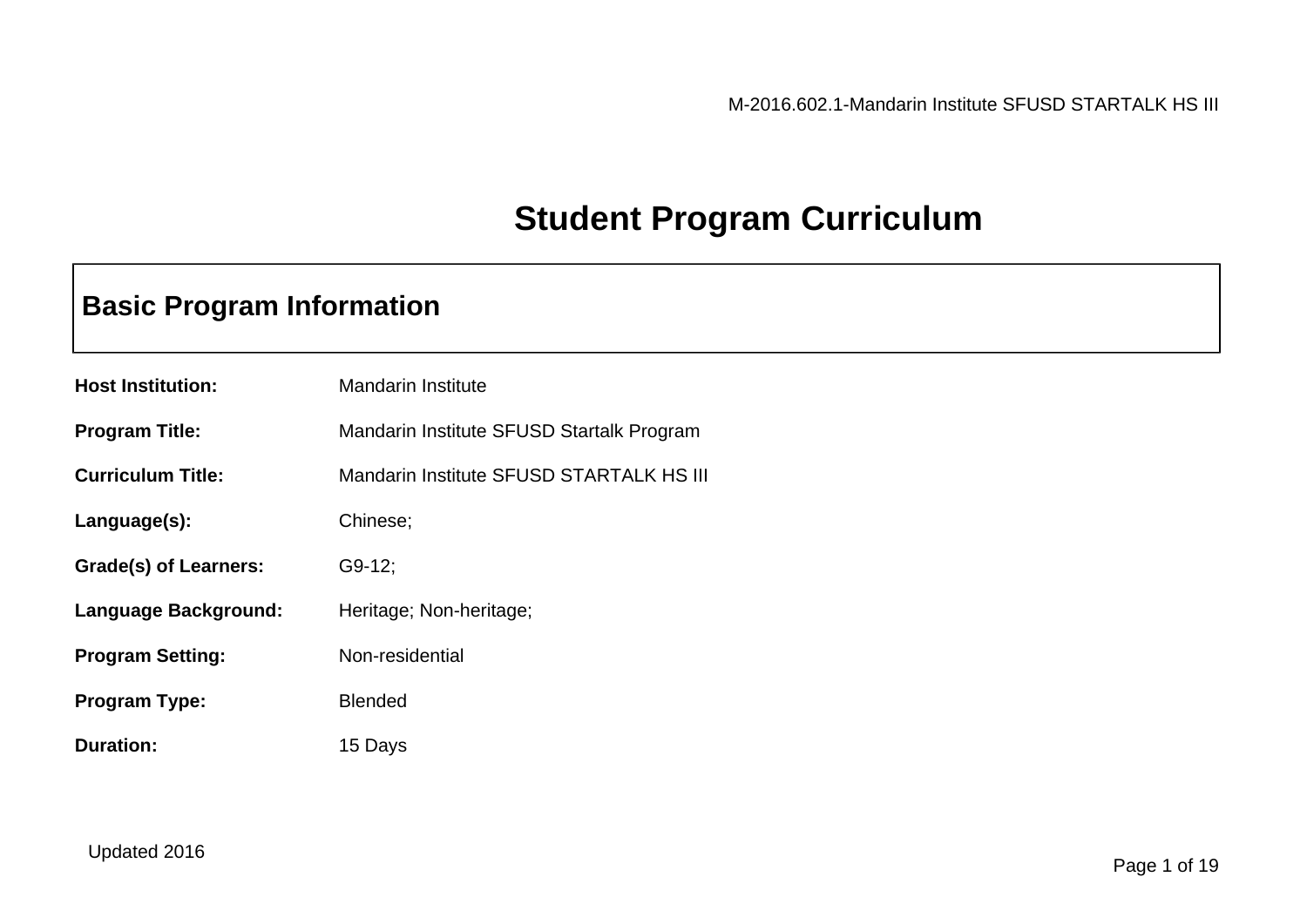# Student Program Curriculum

## Basic Program Information

**Host Institution:** Mandarin Institute

**Program Title:** Mandarin Institute SFUSD Startalk Program

**Curriculum Title:** Mandarin Institute SFUSD STARTALK HS III

**Language(s):** Chinese;

**Grade(s) of Learners:** G9-12;

**Language Background:** Heritage; Non-heritage;

**Program Setting:** Non-residential

**Program Type:** Blended

**Duration:** 15 Days

Updated 2016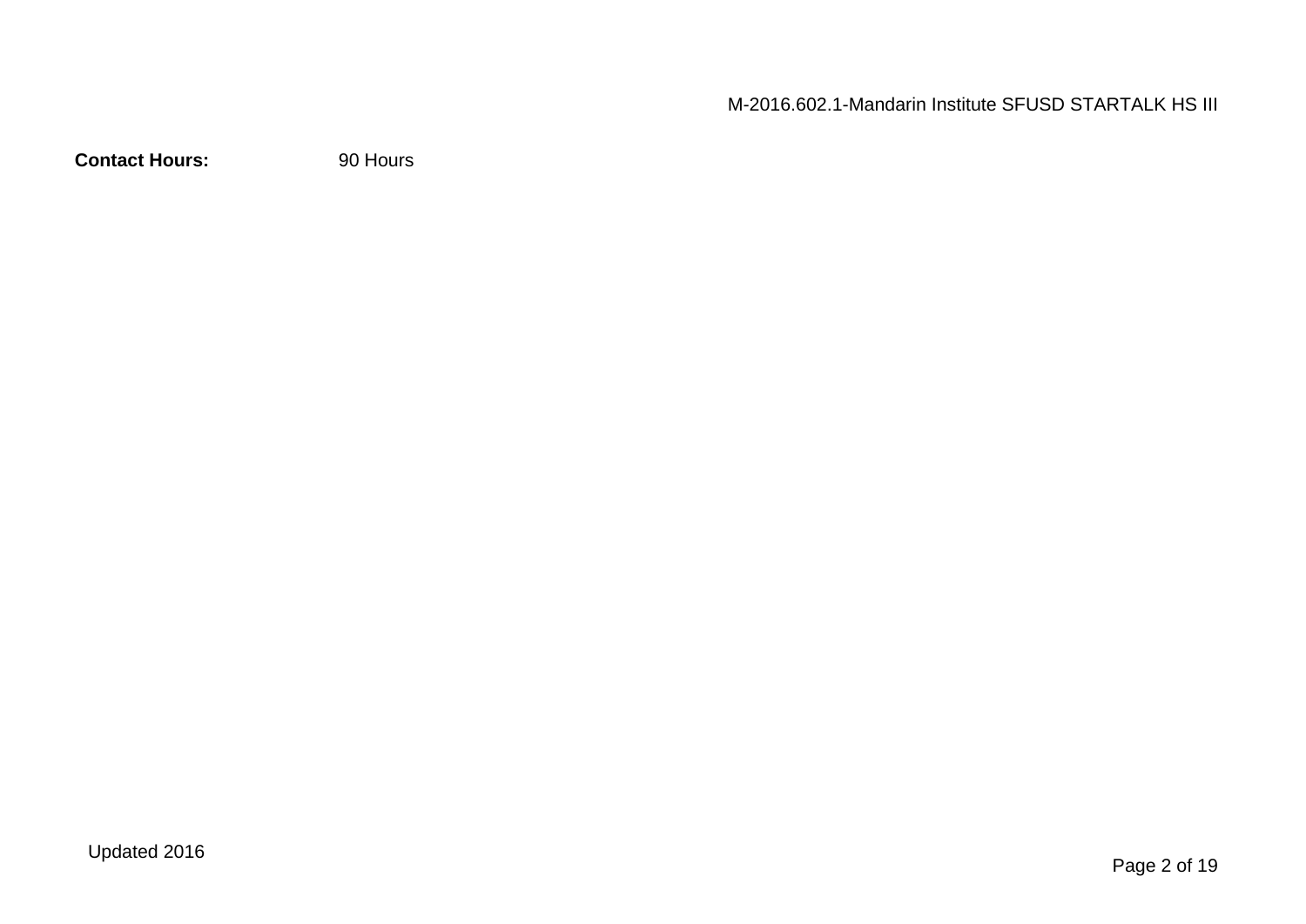**Contact Hours:** 90 Hours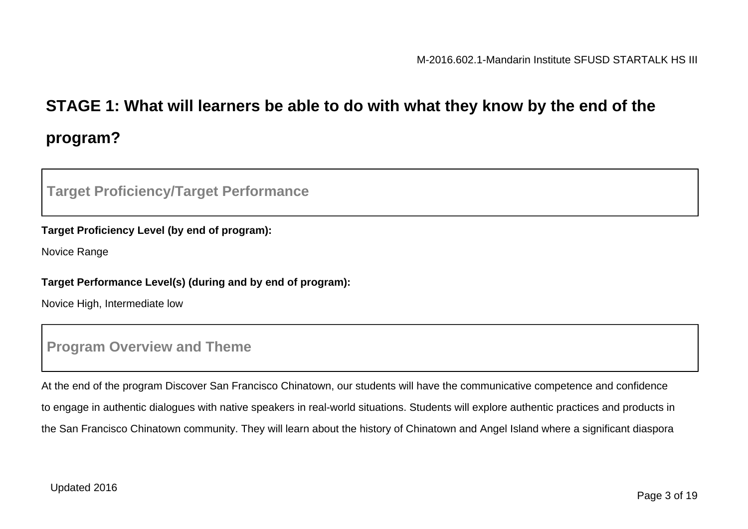## STAGE 1: What will learners be able to do with what they know by the end of the program?

### Target Proficiency/Target Performance

**Target Proficiency Level (by end of program):**

Novice Range

**Target Performance Level(s) (during and by end of program):**

Novice High, Intermediate low

### Program Overview and Theme

At the end of the program Discover San Francisco Chinatown, our students will have the communicative competence and confidence to engage in authentic dialogues with native speakers in real-world situations. Students will explore authentic practices and products in the San Francisco Chinatown community. They will learn about the history of Chinatown and Angel Island where a significant diaspora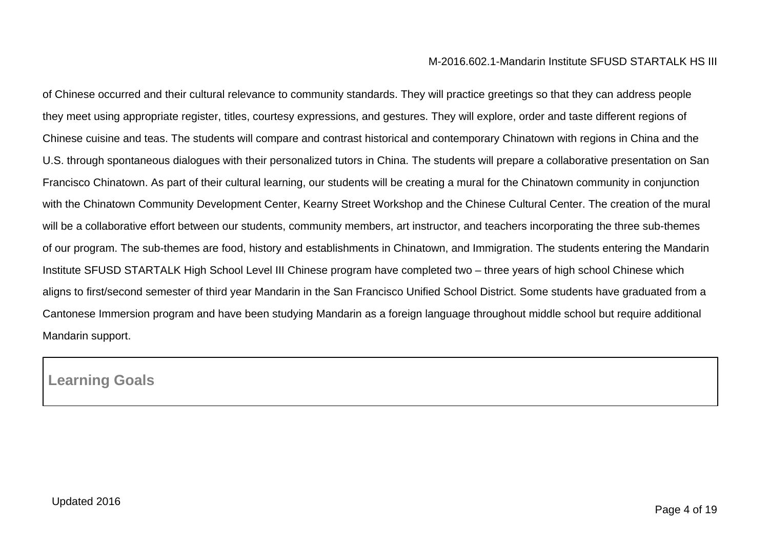of Chinese occurred and their cultural relevance to community standards. They will practice greetings so that they can address people they meet using appropriate register, titles, courtesy expressions, and gestures. They will explore, order and taste different regions of Chinese cuisine and teas. The students will compare and contrast historical and contemporary Chinatown with regions in China and the U.S. through spontaneous dialogues with their personalized tutors in China. The students will prepare a collaborative presentation on San Francisco Chinatown. As part of their cultural learning, our students will be creating a mural for the Chinatown community in conjunction with the Chinatown Community Development Center, Kearny Street Workshop and the Chinese Cultural Center. The creation of the mural will be a collaborative effort between our students, community members, art instructor, and teachers incorporating the three sub-themes of our program. The sub-themes are food, history and establishments in Chinatown, and Immigration. The students entering the Mandarin Institute SFUSD STARTALK High School Level III Chinese program have completed two – three years of high school Chinese which aligns to first/second semester of third year Mandarin in the San Francisco Unified School District. Some students have graduated from a Cantonese Immersion program and have been studying Mandarin as a foreign language throughout middle school but require additional Mandarin support.

## Learning Goals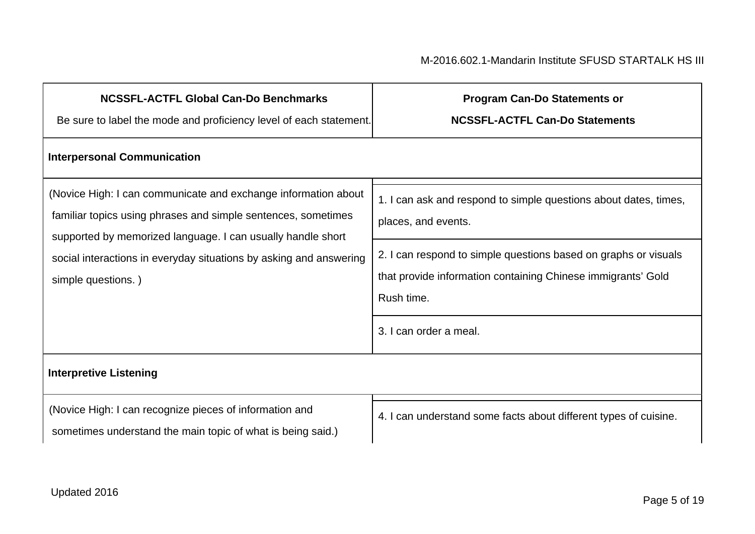| NCSSFL-ACTFL Global Can-Do Benchmarks<br>Be sure to label the mode and proficiency level of each statement. | Program Can-Do Statements or<br>NCSSFL-ACTFL Can-Do Statements |
|---|---|
| **Interpersonal Communication** | |
| (Novice High: I can communicate and exchange information about familiar topics using phrases and simple sentences, sometimes supported by memorized language. I can usually handle short social interactions in everyday situations by asking and answering simple questions. ) | 1. I can ask and respond to simple questions about dates, times, places, and events. |
| | 2. I can respond to simple questions based on graphs or visuals that provide information containing Chinese immigrants' Gold Rush time. |
| | 3. I can order a meal. |
| **Interpretive Listening** | |
| (Novice High: I can recognize pieces of information and sometimes understand the main topic of what is being said.) | 4. I can understand some facts about different types of cuisine. |

Updated 2016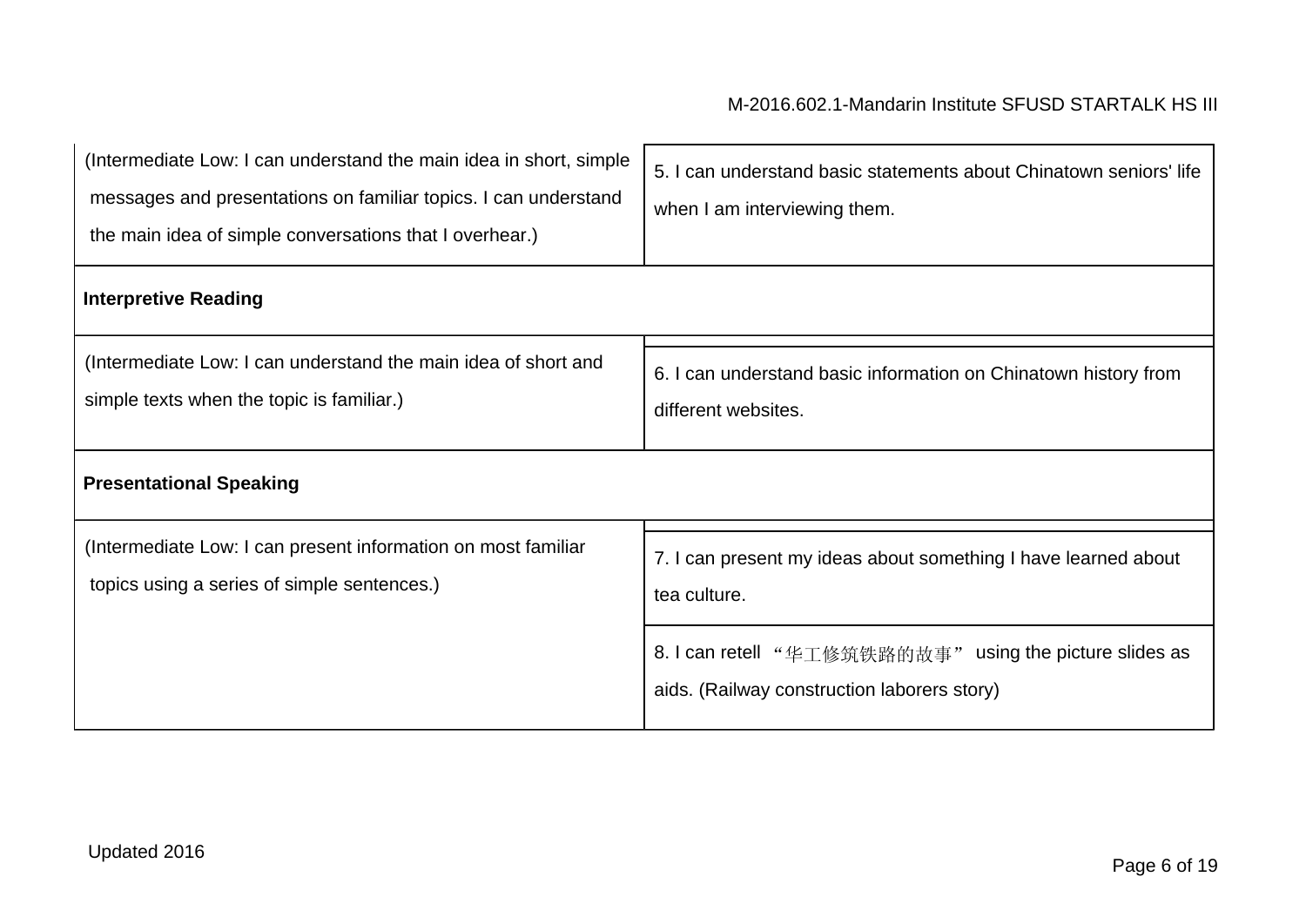| | |
|---|---|
| (Intermediate Low: I can understand the main idea in short, simple messages and presentations on familiar topics. I can understand the main idea of simple conversations that I overhear.) | 5. I can understand basic statements about Chinatown seniors' life when I am interviewing them. |
| **Interpretive Reading** | |
| (Intermediate Low: I can understand the main idea of short and simple texts when the topic is familiar.) | 6. I can understand basic information on Chinatown history from different websites. |
| **Presentational Speaking** | |
| (Intermediate Low: I can present information on most familiar topics using a series of simple sentences.) | 7. I can present my ideas about something I have learned about tea culture. |
| | 8. I can retell "华工修筑铁路的故事" using the picture slides as aids. (Railway construction laborers story) |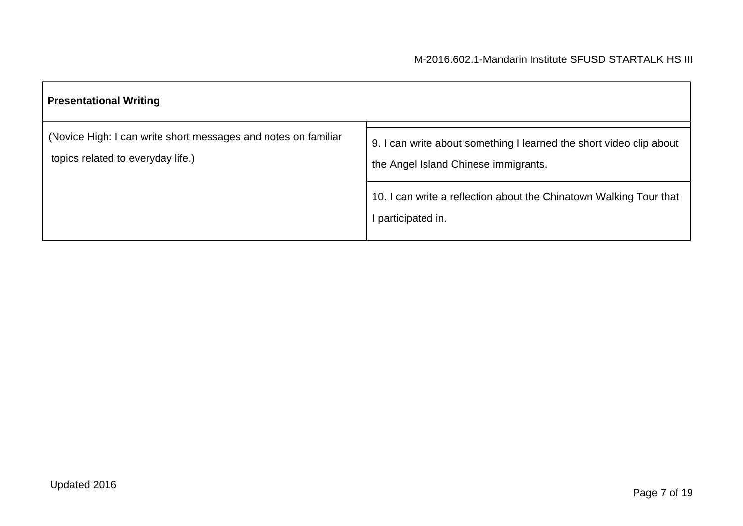| **Presentational Writing** | |
|---|---|
| (Novice High: I can write short messages and notes on familiar topics related to everyday life.) | 9. I can write about something I learned the short video clip about the Angel Island Chinese immigrants. |
| | 10. I can write a reflection about the Chinatown Walking Tour that I participated in. |

Updated 2016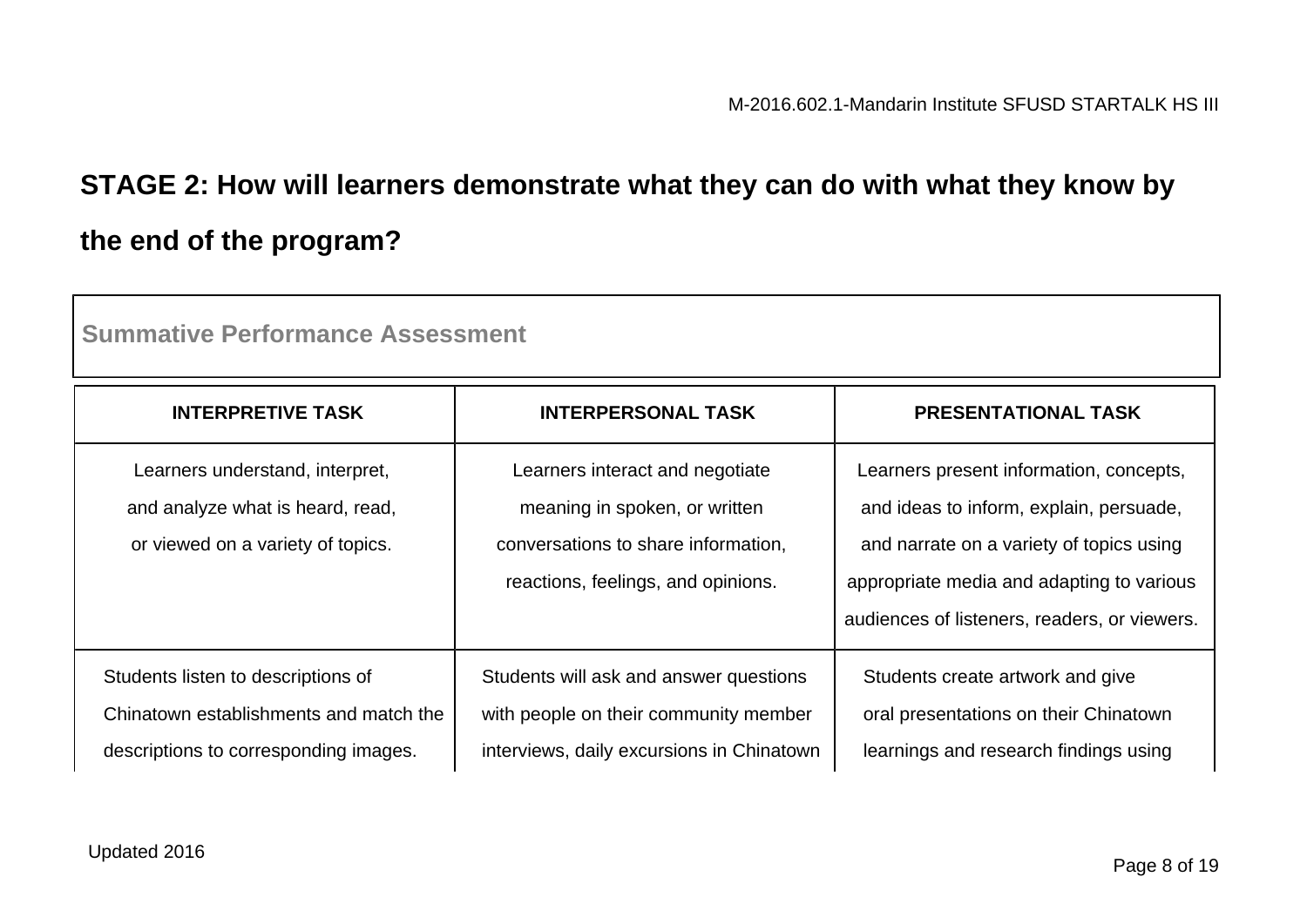## STAGE 2: How will learners demonstrate what they can do with what they know by the end of the program?

**Summative Performance Assessment**

| INTERPRETIVE TASK | INTERPERSONAL TASK | PRESENTATIONAL TASK |
|---|---|---|
| Learners understand, interpret, and analyze what is heard, read, or viewed on a variety of topics. | Learners interact and negotiate meaning in spoken, or written conversations to share information, reactions, feelings, and opinions. | Learners present information, concepts, and ideas to inform, explain, persuade, and narrate on a variety of topics using appropriate media and adapting to various audiences of listeners, readers, or viewers. |
| Students listen to descriptions of Chinatown establishments and match the descriptions to corresponding images. | Students will ask and answer questions with people on their community member interviews, daily excursions in Chinatown | Students create artwork and give oral presentations on their Chinatown learnings and research findings using |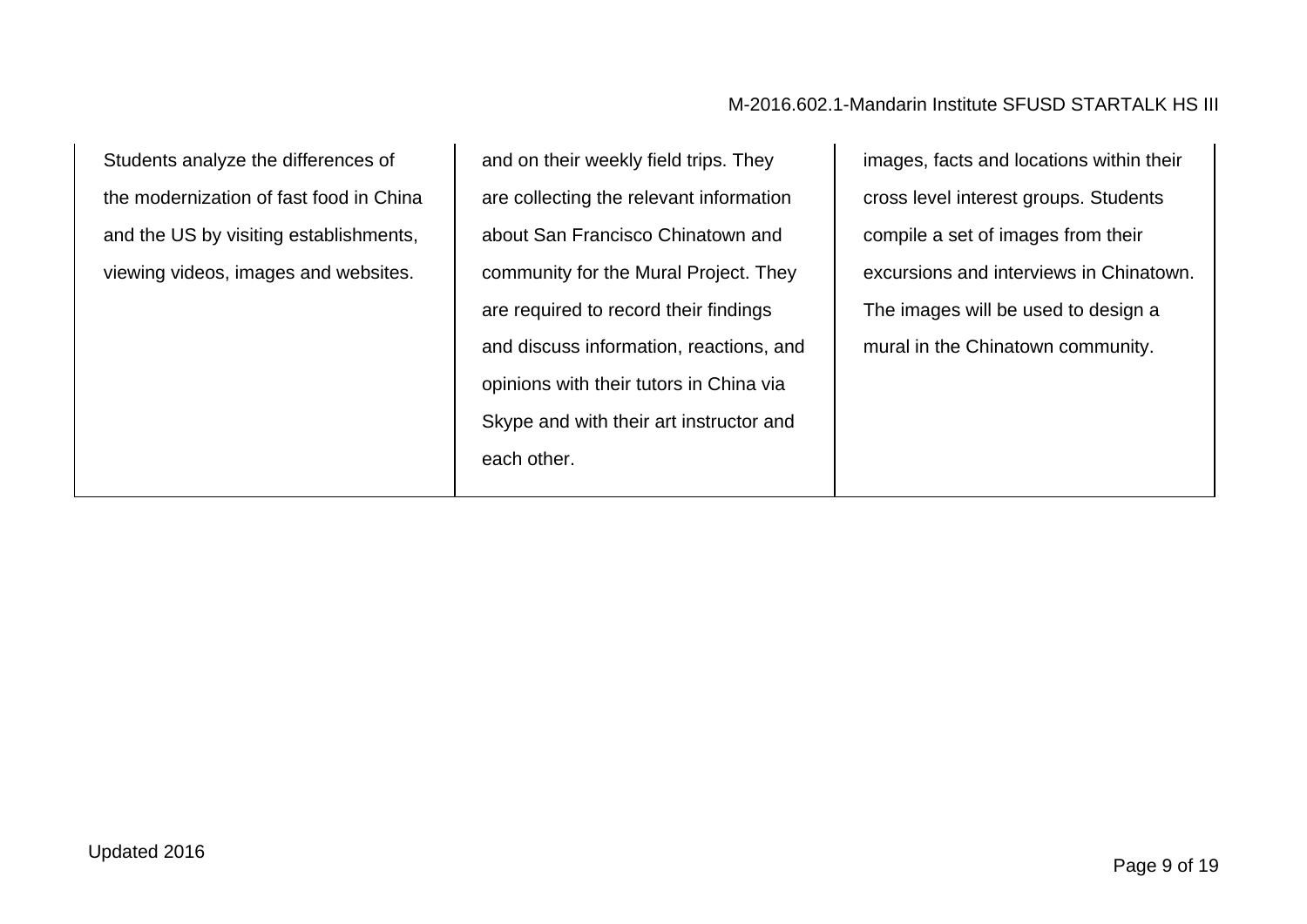| | | |
|---|---|---|
| Students analyze the differences of the modernization of fast food in China and the US by visiting establishments, viewing videos, images and websites. | and on their weekly field trips. They are collecting the relevant information about San Francisco Chinatown and community for the Mural Project. They are required to record their findings and discuss information, reactions, and opinions with their tutors in China via Skype and with their art instructor and each other. | images, facts and locations within their cross level interest groups. Students compile a set of images from their excursions and interviews in Chinatown. The images will be used to design a mural in the Chinatown community. |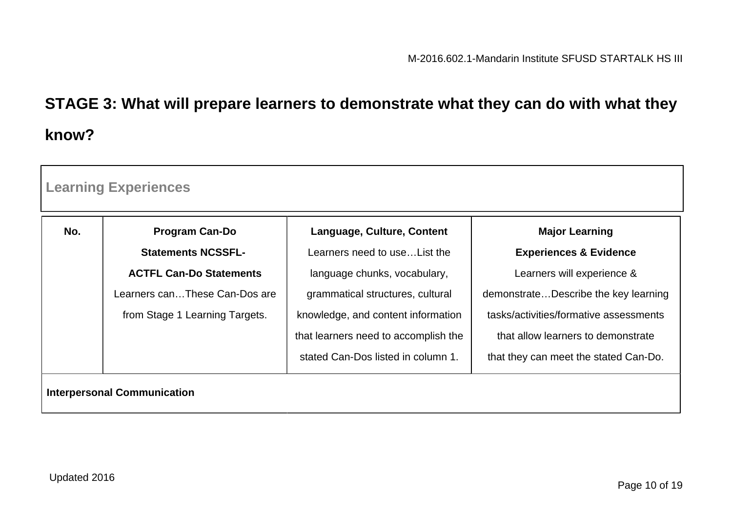## STAGE 3: What will prepare learners to demonstrate what they can do with what they know?

### Learning Experiences

| No. | **Program Can-Do Statements NCSSFL-ACTFL Can-Do Statements** Learners can…These Can-Dos are from Stage 1 Learning Targets. | **Language, Culture, Content** Learners need to use…List the language chunks, vocabulary, grammatical structures, cultural knowledge, and content information that learners need to accomplish the stated Can-Dos listed in column 1. | **Major Learning Experiences & Evidence** Learners will experience & demonstrate…Describe the key learning tasks/activities/formative assessments that allow learners to demonstrate that they can meet the stated Can-Do. |
|---|---|---|---|
| **Interpersonal Communication** | | | |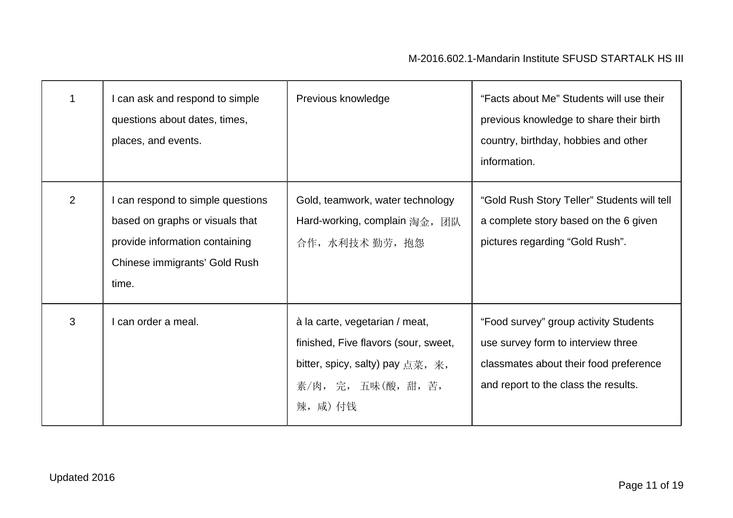| | | | |
|---|---|---|---|
| 1 | I can ask and respond to simple questions about dates, times, places, and events. | Previous knowledge | “Facts about Me” Students will use their previous knowledge to share their birth country, birthday, hobbies and other information. |
| 2 | I can respond to simple questions based on graphs or visuals that provide information containing Chinese immigrants’ Gold Rush time. | Gold, teamwork, water technology Hard-working, complain 淘金，团队合作，水利技术 勤劳，抱怨 | “Gold Rush Story Teller” Students will tell a complete story based on the 6 given pictures regarding “Gold Rush”. |
| 3 | I can order a meal. | à la carte, vegetarian / meat, finished, Five flavors (sour, sweet, bitter, spicy, salty) pay 点菜，来，素/肉， 完， 五味(酸，甜，苦，辣，咸) 付钱 | “Food survey” group activity Students use survey form to interview three classmates about their food preference and report to the class the results. |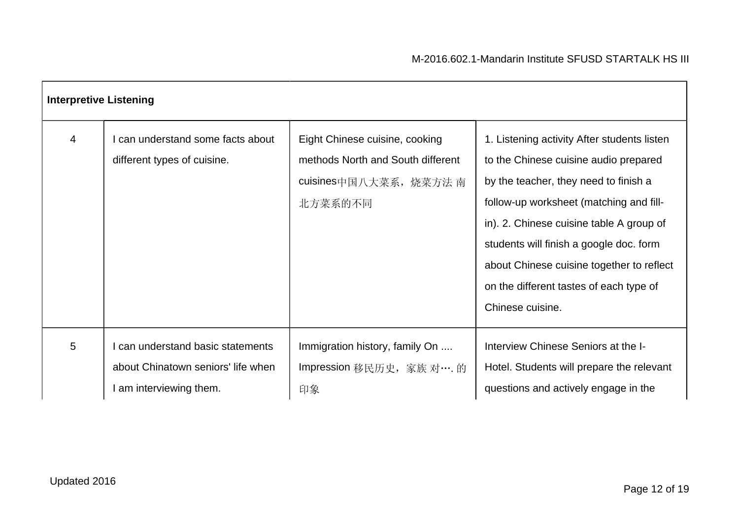| Interpretive Listening | | | |
|---|---|---|---|
| 4 | I can understand some facts about different types of cuisine. | Eight Chinese cuisine, cooking methods North and South different cuisines中国八大菜系，烧菜方法 南北方菜系的不同 | 1. Listening activity After students listen to the Chinese cuisine audio prepared by the teacher, they need to finish a follow-up worksheet (matching and fill-in). 2. Chinese cuisine table A group of students will finish a google doc. form about Chinese cuisine together to reflect on the different tastes of each type of Chinese cuisine. |
| 5 | I can understand basic statements about Chinatown seniors' life when I am interviewing them. | Immigration history, family On .... Impression 移民历史，家族 对…. 的印象 | Interview Chinese Seniors at the I-Hotel. Students will prepare the relevant questions and actively engage in the |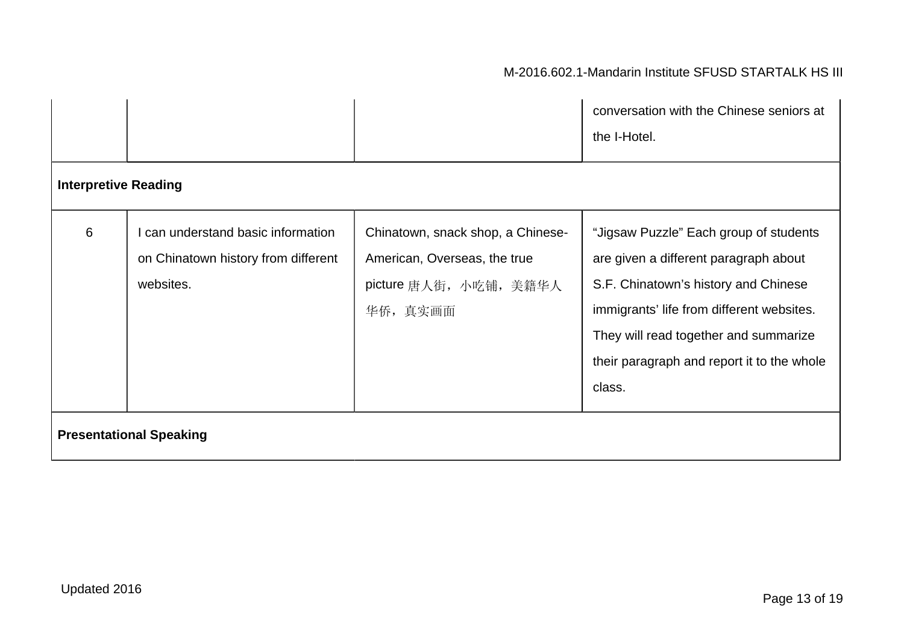| | | | |
|---|---|---|---|
| | | | conversation with the Chinese seniors at the I-Hotel. |
| **Interpretive Reading** | | | |
| 6 | I can understand basic information on Chinatown history from different websites. | Chinatown, snack shop, a Chinese-American, Overseas, the true picture 唐人街，小吃铺，美籍华人 华侨，真实画面 | “Jigsaw Puzzle” Each group of students are given a different paragraph about S.F. Chinatown’s history and Chinese immigrants’ life from different websites. They will read together and summarize their paragraph and report it to the whole class. |
| **Presentational Speaking** | | | |

Updated 2016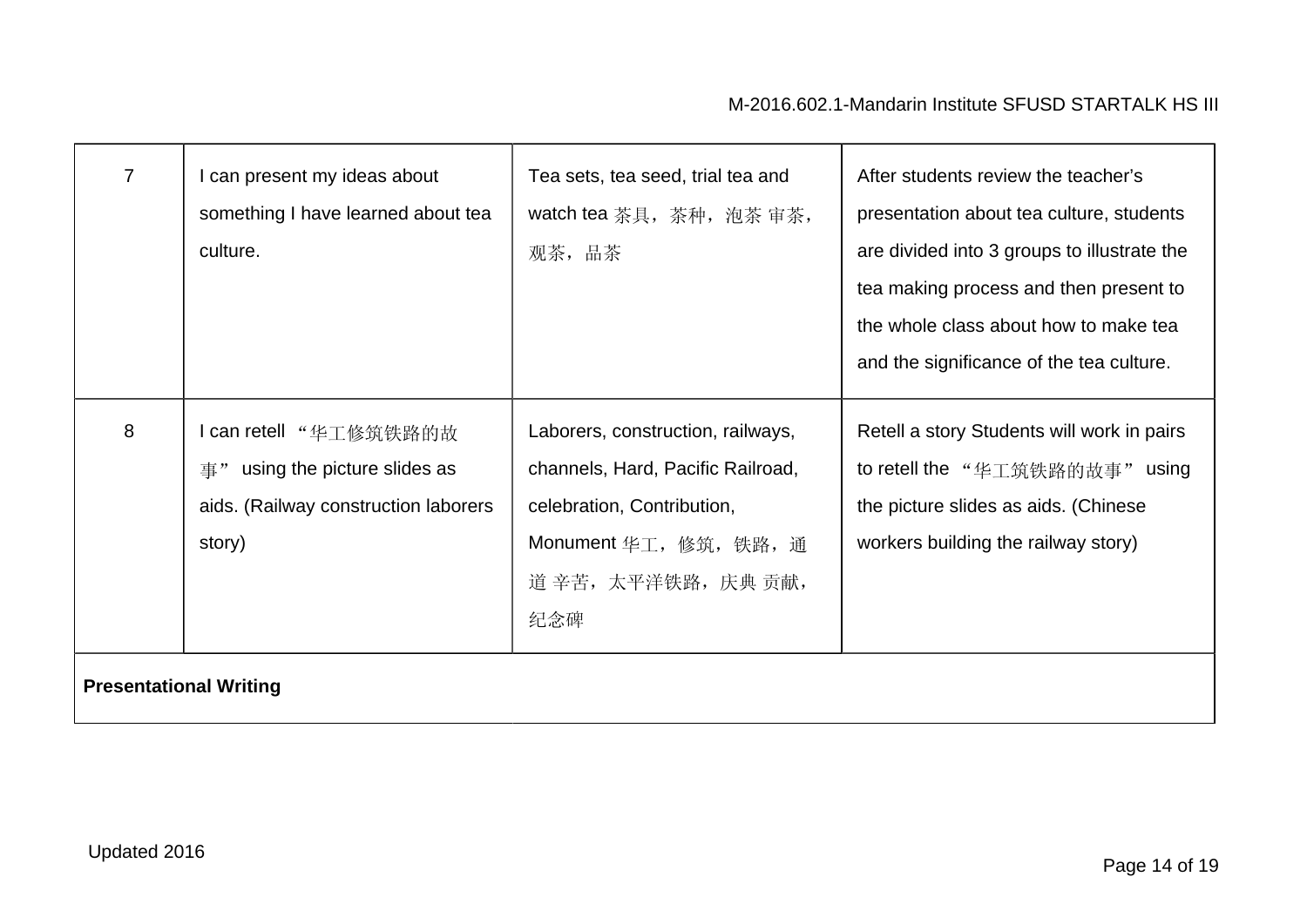| 7 | I can present my ideas about something I have learned about tea culture. | Tea sets, tea seed, trial tea and watch tea 茶具，茶种，泡茶 审茶，观茶，品茶 | After students review the teacher's presentation about tea culture, students are divided into 3 groups to illustrate the tea making process and then present to the whole class about how to make tea and the significance of the tea culture. |
|---|---|---|---|
| 8 | I can retell “华工修筑铁路的故事” using the picture slides as aids. (Railway construction laborers story) | Laborers, construction, railways, channels, Hard, Pacific Railroad, celebration, Contribution, Monument 华工，修筑，铁路，通道 辛苦，太平洋铁路，庆典 贡献，纪念碑 | Retell a story Students will work in pairs to retell the “华工筑铁路的故事” using the picture slides as aids. (Chinese workers building the railway story) |
| **Presentational Writing** | | | |

Updated 2016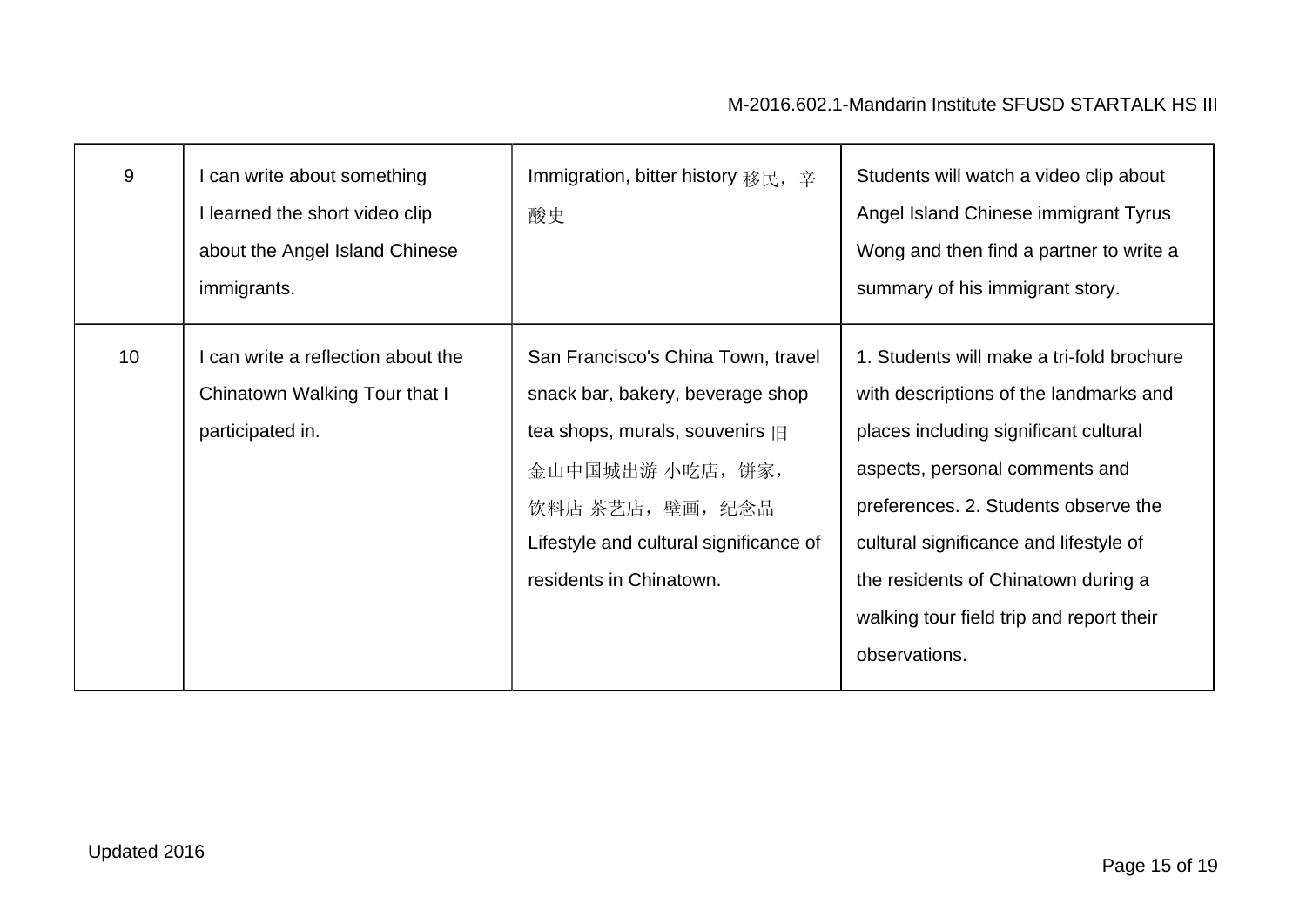| 9 | I can write about something I learned the short video clip about the Angel Island Chinese immigrants. | Immigration, bitter history 移民，辛酸史 | Students will watch a video clip about Angel Island Chinese immigrant Tyrus Wong and then find a partner to write a summary of his immigrant story. |
|---|---|---|---|
| 10 | I can write a reflection about the Chinatown Walking Tour that I participated in. | San Francisco's China Town, travel snack bar, bakery, beverage shop tea shops, murals, souvenirs 旧金山中国城出游 小吃店，饼家，饮料店 茶艺店，壁画，纪念品 Lifestyle and cultural significance of residents in Chinatown. | 1. Students will make a tri-fold brochure with descriptions of the landmarks and places including significant cultural aspects, personal comments and preferences. 2. Students observe the cultural significance and lifestyle of the residents of Chinatown during a walking tour field trip and report their observations. |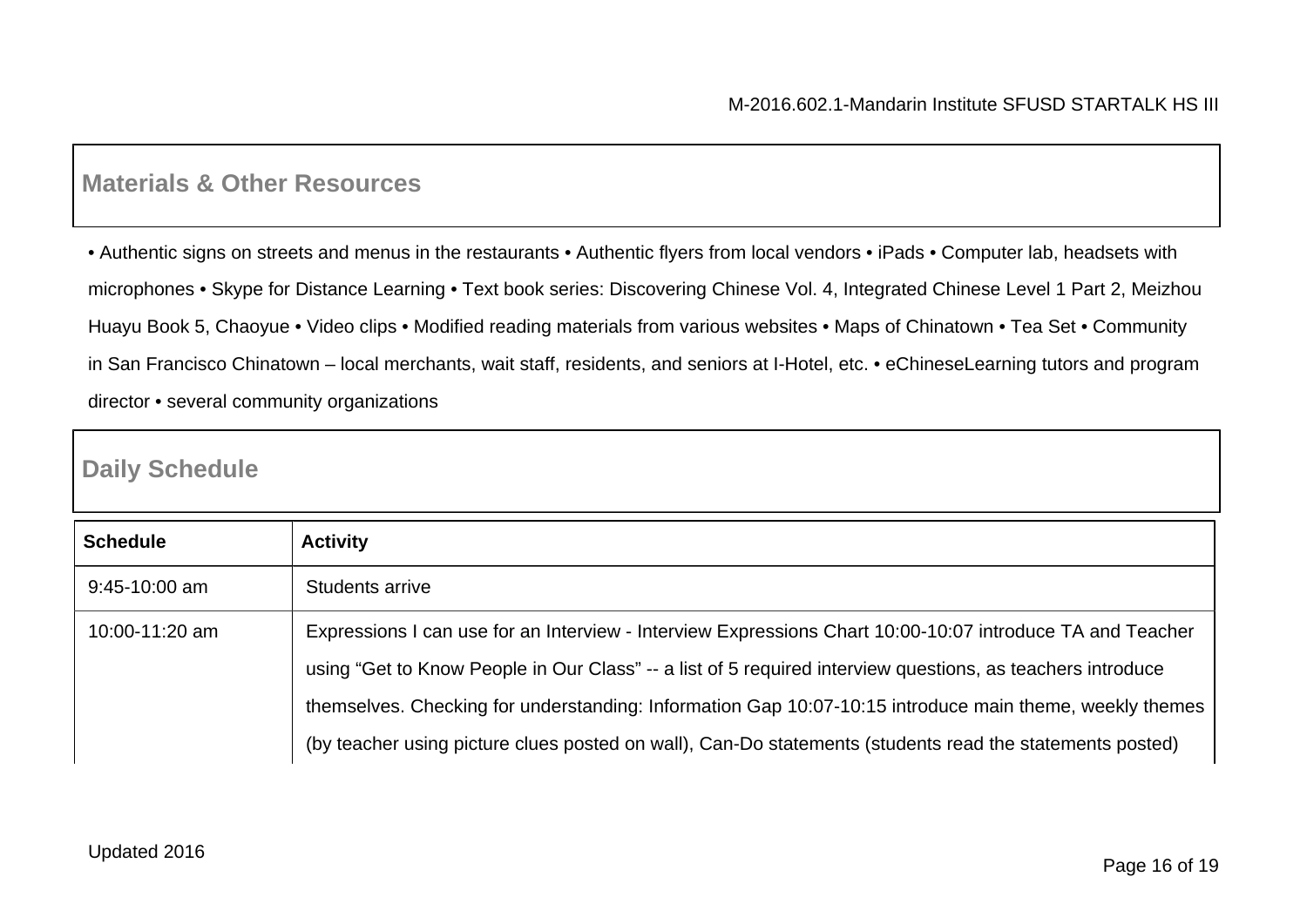## Materials & Other Resources

• Authentic signs on streets and menus in the restaurants • Authentic flyers from local vendors • iPads • Computer lab, headsets with microphones • Skype for Distance Learning • Text book series: Discovering Chinese Vol. 4, Integrated Chinese Level 1 Part 2, Meizhou Huayu Book 5, Chaoyue • Video clips • Modified reading materials from various websites • Maps of Chinatown • Tea Set • Community in San Francisco Chinatown – local merchants, wait staff, residents, and seniors at I-Hotel, etc. • eChineseLearning tutors and program director • several community organizations

## Daily Schedule

| Schedule | Activity |
| --- | --- |
| 9:45-10:00 am | Students arrive |
| 10:00-11:20 am | Expressions I can use for an Interview - Interview Expressions Chart 10:00-10:07 introduce TA and Teacher using “Get to Know People in Our Class” -- a list of 5 required interview questions, as teachers introduce themselves. Checking for understanding: Information Gap 10:07-10:15 introduce main theme, weekly themes (by teacher using picture clues posted on wall), Can-Do statements (students read the statements posted) |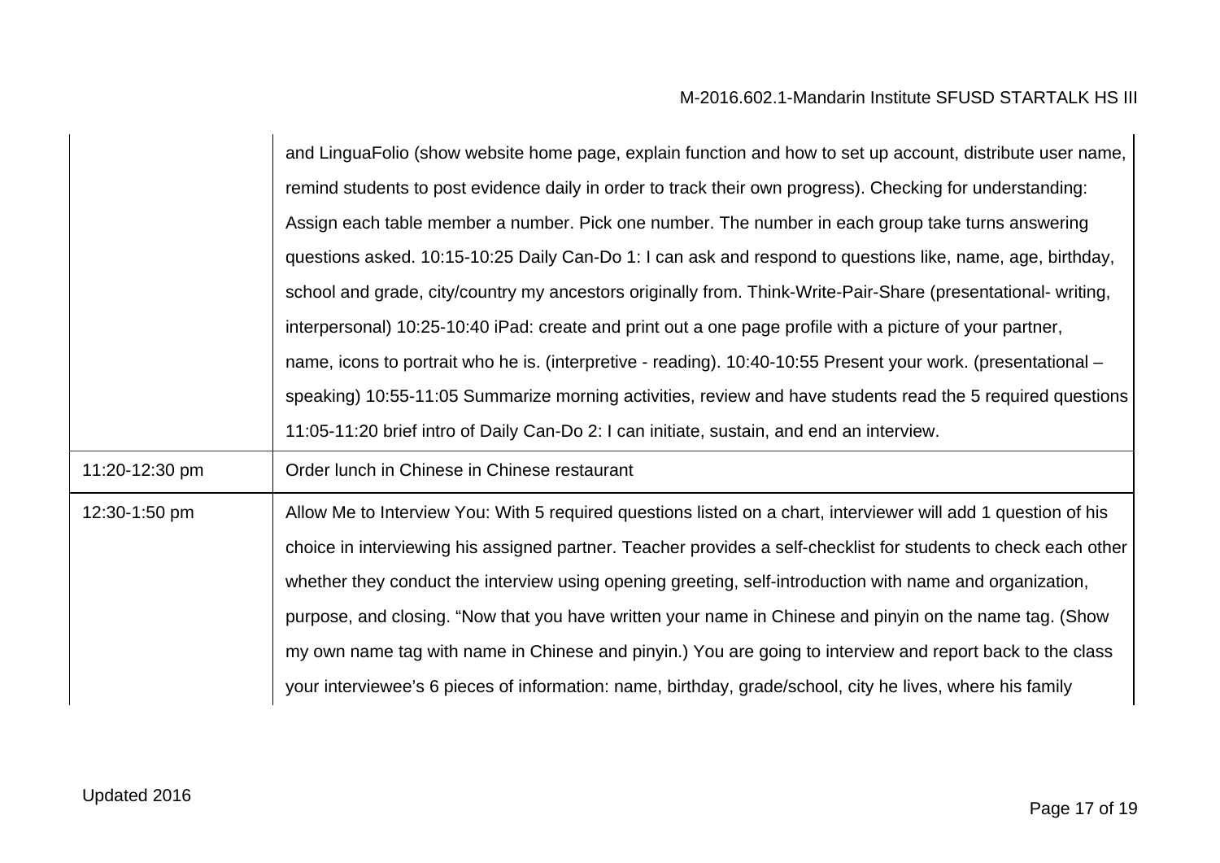| | |
|---|---|
| | and LinguaFolio (show website home page, explain function and how to set up account, distribute user name, remind students to post evidence daily in order to track their own progress). Checking for understanding: Assign each table member a number. Pick one number. The number in each group take turns answering questions asked. 10:15-10:25 Daily Can-Do 1: I can ask and respond to questions like, name, age, birthday, school and grade, city/country my ancestors originally from. Think-Write-Pair-Share (presentational- writing, interpersonal) 10:25-10:40 iPad: create and print out a one page profile with a picture of your partner, name, icons to portrait who he is. (interpretive - reading). 10:40-10:55 Present your work. (presentational – speaking) 10:55-11:05 Summarize morning activities, review and have students read the 5 required questions 11:05-11:20 brief intro of Daily Can-Do 2: I can initiate, sustain, and end an interview. |
| 11:20-12:30 pm | Order lunch in Chinese in Chinese restaurant |
| 12:30-1:50 pm | Allow Me to Interview You: With 5 required questions listed on a chart, interviewer will add 1 question of his choice in interviewing his assigned partner. Teacher provides a self-checklist for students to check each other whether they conduct the interview using opening greeting, self-introduction with name and organization, purpose, and closing. "Now that you have written your name in Chinese and pinyin on the name tag. (Show my own name tag with name in Chinese and pinyin.) You are going to interview and report back to the class your interviewee's 6 pieces of information: name, birthday, grade/school, city he lives, where his family |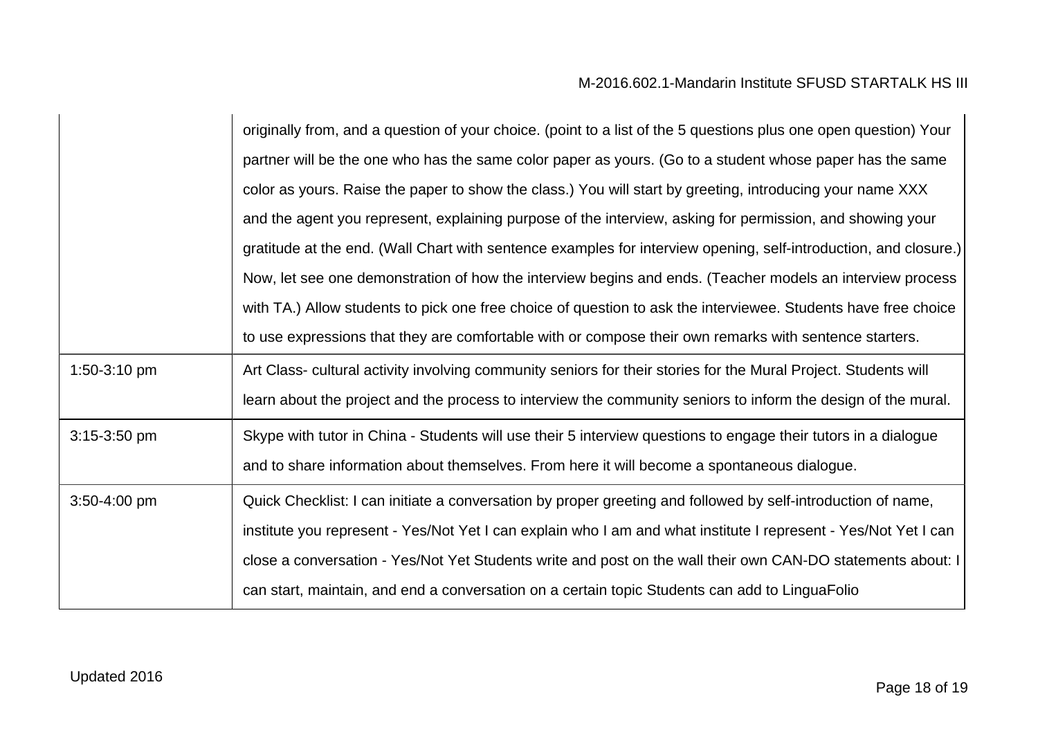| | |
|---|---|
| | originally from, and a question of your choice. (point to a list of the 5 questions plus one open question) Your partner will be the one who has the same color paper as yours. (Go to a student whose paper has the same color as yours. Raise the paper to show the class.) You will start by greeting, introducing your name XXX and the agent you represent, explaining purpose of the interview, asking for permission, and showing your gratitude at the end. (Wall Chart with sentence examples for interview opening, self-introduction, and closure.) Now, let see one demonstration of how the interview begins and ends. (Teacher models an interview process with TA.) Allow students to pick one free choice of question to ask the interviewee. Students have free choice to use expressions that they are comfortable with or compose their own remarks with sentence starters. |
| 1:50-3:10 pm | Art Class- cultural activity involving community seniors for their stories for the Mural Project. Students will learn about the project and the process to interview the community seniors to inform the design of the mural. |
| 3:15-3:50 pm | Skype with tutor in China - Students will use their 5 interview questions to engage their tutors in a dialogue and to share information about themselves. From here it will become a spontaneous dialogue. |
| 3:50-4:00 pm | Quick Checklist: I can initiate a conversation by proper greeting and followed by self-introduction of name, institute you represent - Yes/Not Yet I can explain who I am and what institute I represent - Yes/Not Yet I can close a conversation - Yes/Not Yet Students write and post on the wall their own CAN-DO statements about: I can start, maintain, and end a conversation on a certain topic Students can add to LinguaFolio |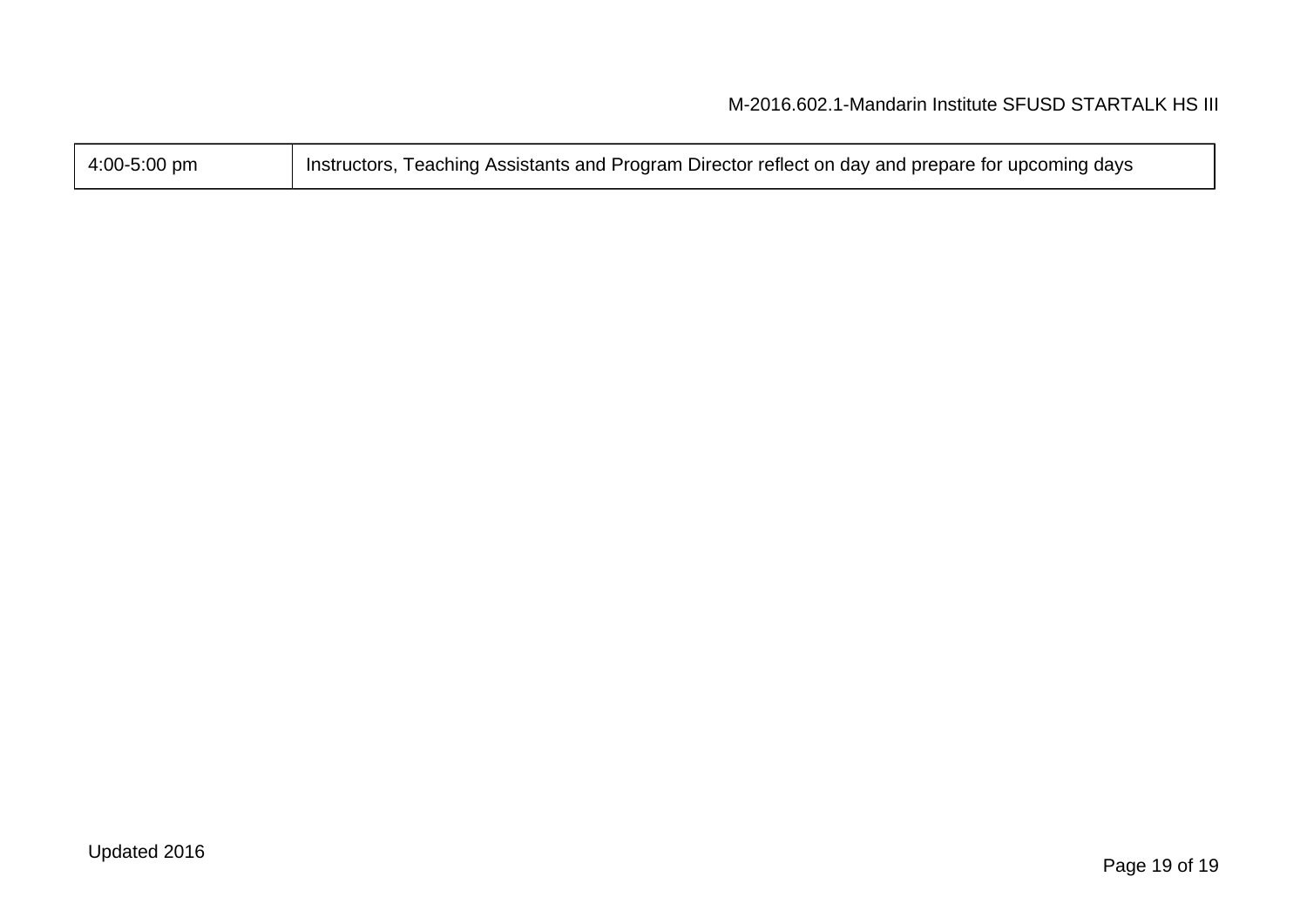| | |
| --- | --- |
| 4:00-5:00 pm | Instructors, Teaching Assistants and Program Director reflect on day and prepare for upcoming days |